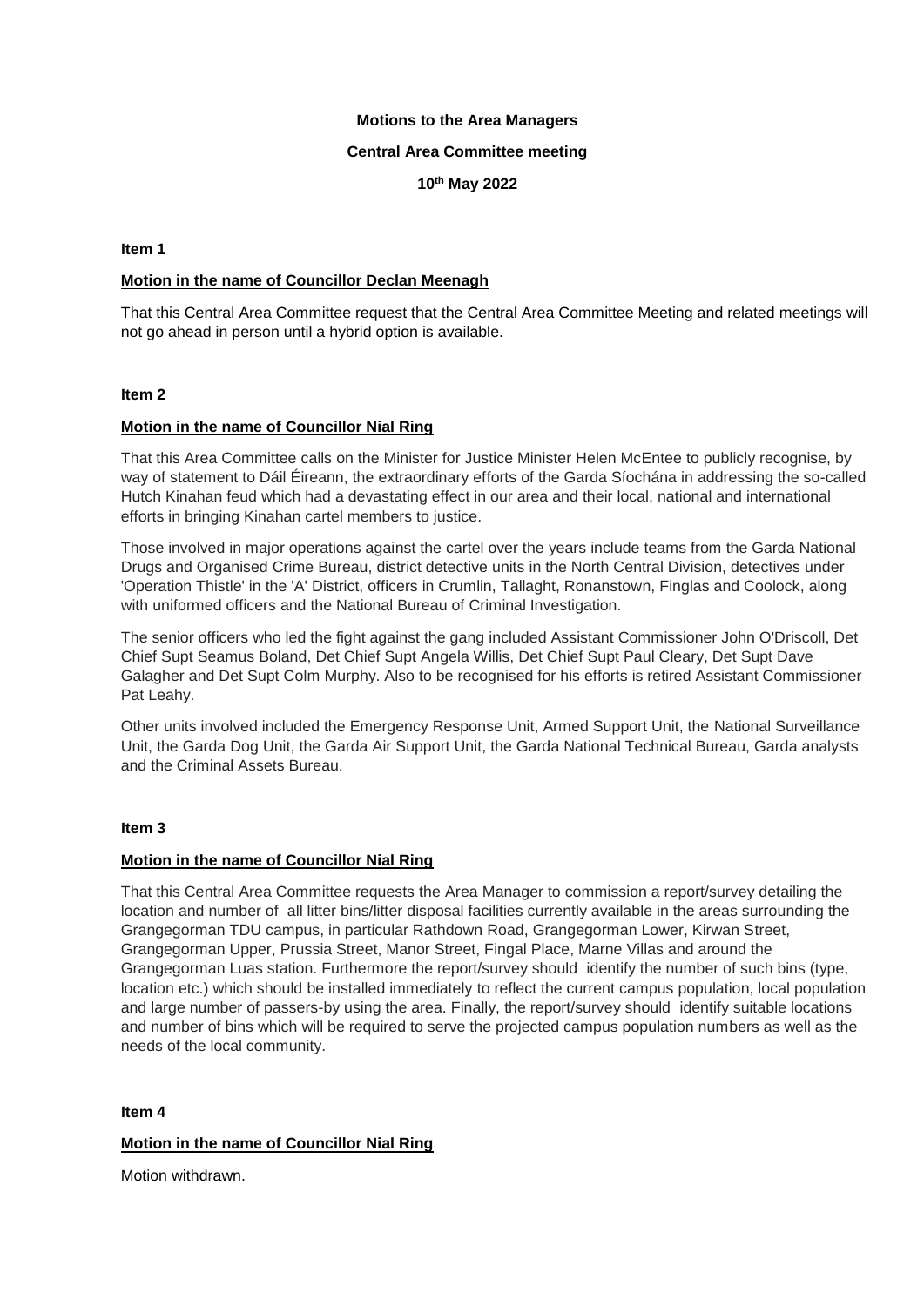**Motions to the Area Managers**

**Central Area Committee meeting**

**10th May 2022**

**Item 1**

**Motion in the name of Councillor Declan Meenagh**

That this Central Area Committee request that the Central Area Committee Meeting and related meetings will not go ahead in person until a hybrid option is available.

**Item 2**

**Motion in the name of Councillor Nial Ring**

That this Area Committee calls on the Minister for Justice Minister Helen McEntee to publicly recognise, by way of statement to Dáil Éireann, the extraordinary efforts of the Garda Síochána in addressing the so-called Hutch Kinahan feud which had a devastating effect in our area and their local, national and international efforts in bringing Kinahan cartel members to justice.

Those involved in major operations against the cartel over the years include teams from the Garda National Drugs and Organised Crime Bureau, district detective units in the North Central Division, detectives under 'Operation Thistle' in the 'A' District, officers in Crumlin, Tallaght, Ronanstown, Finglas and Coolock, along with uniformed officers and the National Bureau of Criminal Investigation.

The senior officers who led the fight against the gang included Assistant Commissioner John O'Driscoll, Det Chief Supt Seamus Boland, Det Chief Supt Angela Willis, Det Chief Supt Paul Cleary, Det Supt Dave Galagher and Det Supt Colm Murphy. Also to be recognised for his efforts is retired Assistant Commissioner Pat Leahy.

Other units involved included the Emergency Response Unit, Armed Support Unit, the National Surveillance Unit, the Garda Dog Unit, the Garda Air Support Unit, the Garda National Technical Bureau, Garda analysts and the Criminal Assets Bureau.

**Item 3**

**Motion in the name of Councillor Nial Ring**

That this Central Area Committee requests the Area Manager to commission a report/survey detailing the location and number of all litter bins/litter disposal facilities currently available in the areas surrounding the Grangegorman TDU campus, in particular Rathdown Road, Grangegorman Lower, Kirwan Street, Grangegorman Upper, Prussia Street, Manor Street, Fingal Place, Marne Villas and around the Grangegorman Luas station. Furthermore the report/survey should identify the number of such bins (type, location etc.) which should be installed immediately to reflect the current campus population, local population and large number of passers-by using the area. Finally, the report/survey should identify suitable locations and number of bins which will be required to serve the projected campus population numbers as well as the needs of the local community.

**Item 4**

**Motion in the name of Councillor Nial Ring**

Motion withdrawn.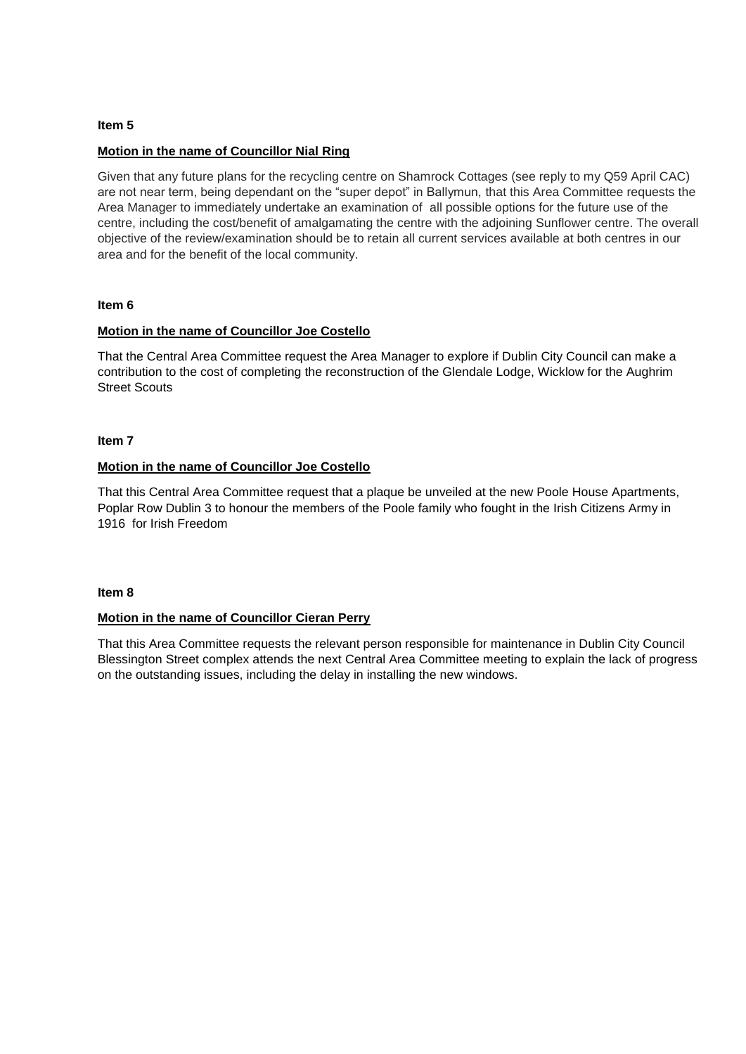**Item 5**

**Motion in the name of Councillor Nial Ring**

Given that any future plans for the recycling centre on Shamrock Cottages (see reply to my Q59 April CAC) are not near term, being dependant on the "super depot" in Ballymun, that this Area Committee requests the Area Manager to immediately undertake an examination of all possible options for the future use of the centre, including the cost/benefit of amalgamating the centre with the adjoining Sunflower centre. The overall objective of the review/examination should be to retain all current services available at both centres in our area and for the benefit of the local community.

**Item 6**

**Motion in the name of Councillor Joe Costello**

That the Central Area Committee request the Area Manager to explore if Dublin City Council can make a contribution to the cost of completing the reconstruction of the Glendale Lodge, Wicklow for the Aughrim Street Scouts

**Item 7**

**Motion in the name of Councillor Joe Costello**

That this Central Area Committee request that a plaque be unveiled at the new Poole House Apartments, Poplar Row Dublin 3 to honour the members of the Poole family who fought in the Irish Citizens Army in 1916 for Irish Freedom

**Item 8**

**Motion in the name of Councillor Cieran Perry**

That this Area Committee requests the relevant person responsible for maintenance in Dublin City Council Blessington Street complex attends the next Central Area Committee meeting to explain the lack of progress on the outstanding issues, including the delay in installing the new windows.